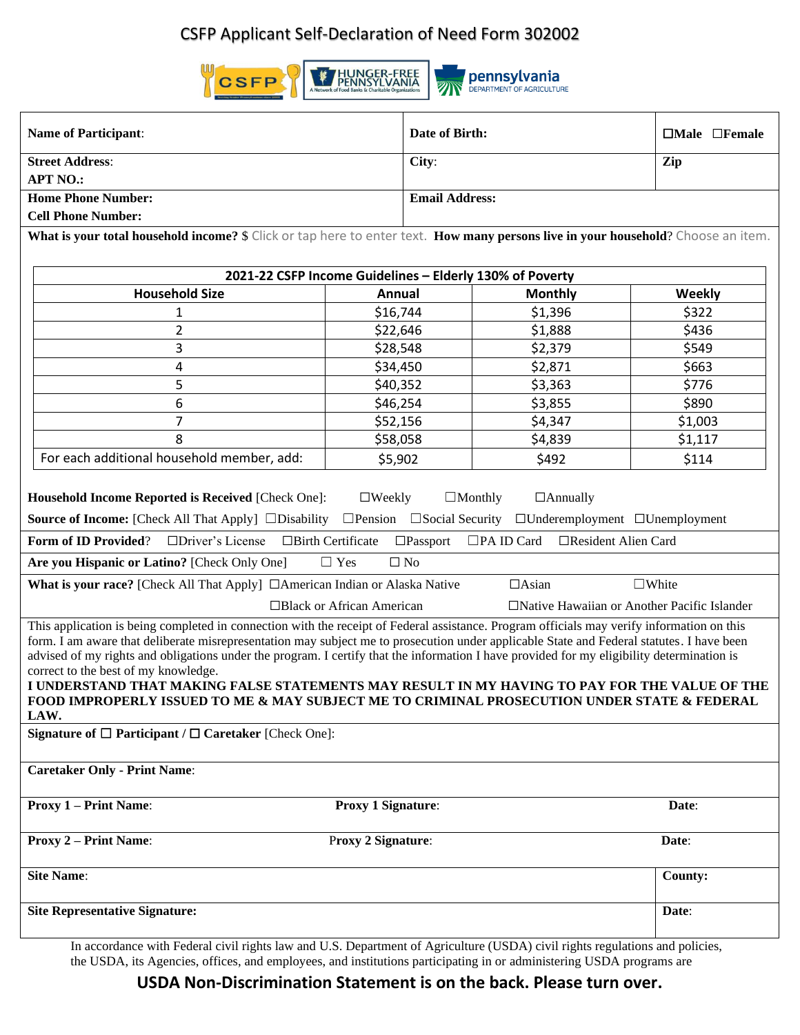# CSFP Applicant Self-Declaration of Need Form 302002

CSFP | HUNGER-FREE PENNSYLVANIA A Network of Food Banks & Charitable Organizations | pennsylvania DEPARTMENT OF AGRICULTURE

| **Name of Participant**: | **Date of Birth:** | ☐**Male** ☐**Female** |
|---|---|---|
| **Street Address**: **APT NO.:** | **City**: | **Zip** |
| **Home Phone Number:** **Cell Phone Number:** | **Email Address:** | |

**What is your total household income?** $ Click or tap here to enter text. **How many persons live in your household**? Choose an item.

| 2021-22 CSFP Income Guidelines – Elderly 130% of Poverty | | | |
|---|---|---|---|
| **Household Size** | **Annual** | **Monthly** | **Weekly** |
| 1 | $16,744 | $1,396 | $322 |
| 2 | $22,646 | $1,888 | $436 |
| 3 | $28,548 | $2,379 | $549 |
| 4 | $34,450 | $2,871 | $663 |
| 5 | $40,352 | $3,363 | $776 |
| 6 | $46,254 | $3,855 | $890 |
| 7 | $52,156 | $4,347 | $1,003 |
| 8 | $58,058 | $4,839 | $1,117 |
| For each additional household member, add: | $5,902 | $492 | $114 |

**Household Income Reported is Received** [Check One]: ☐Weekly ☐Monthly ☐Annually

**Source of Income:** [Check All That Apply] ☐Disability ☐Pension ☐Social Security ☐Underemployment ☐Unemployment

**Form of ID Provided**? ☐Driver's License ☐Birth Certificate ☐Passport ☐PA ID Card ☐Resident Alien Card

**Are you Hispanic or Latino?** [Check Only One] ☐ Yes ☐ No

**What is your race?** [Check All That Apply] ☐American Indian or Alaska Native ☐Asian ☐White ☐Black or African American ☐Native Hawaiian or Another Pacific Islander

This application is being completed in connection with the receipt of Federal assistance. Program officials may verify information on this form. I am aware that deliberate misrepresentation may subject me to prosecution under applicable State and Federal statutes. I have been advised of my rights and obligations under the program. I certify that the information I have provided for my eligibility determination is correct to the best of my knowledge.

**I UNDERSTAND THAT MAKING FALSE STATEMENTS MAY RESULT IN MY HAVING TO PAY FOR THE VALUE OF THE FOOD IMPROPERLY ISSUED TO ME & MAY SUBJECT ME TO CRIMINAL PROSECUTION UNDER STATE & FEDERAL LAW.**

**Signature of** ☐ **Participant** / ☐ **Caretaker** [Check One]:

**Caretaker Only - Print Name**:

| **Proxy 1 – Print Name**: | **Proxy 1 Signature**: | **Date**: |
|---|---|---|
| **Proxy 2 – Print Name**: | **Proxy 2 Signature**: | **Date**: |
| **Site Name**: | | **County:** |
| **Site Representative Signature:** | | **Date**: |

In accordance with Federal civil rights law and U.S. Department of Agriculture (USDA) civil rights regulations and policies, the USDA, its Agencies, offices, and employees, and institutions participating in or administering USDA programs are

**USDA Non-Discrimination Statement is on the back. Please turn over.**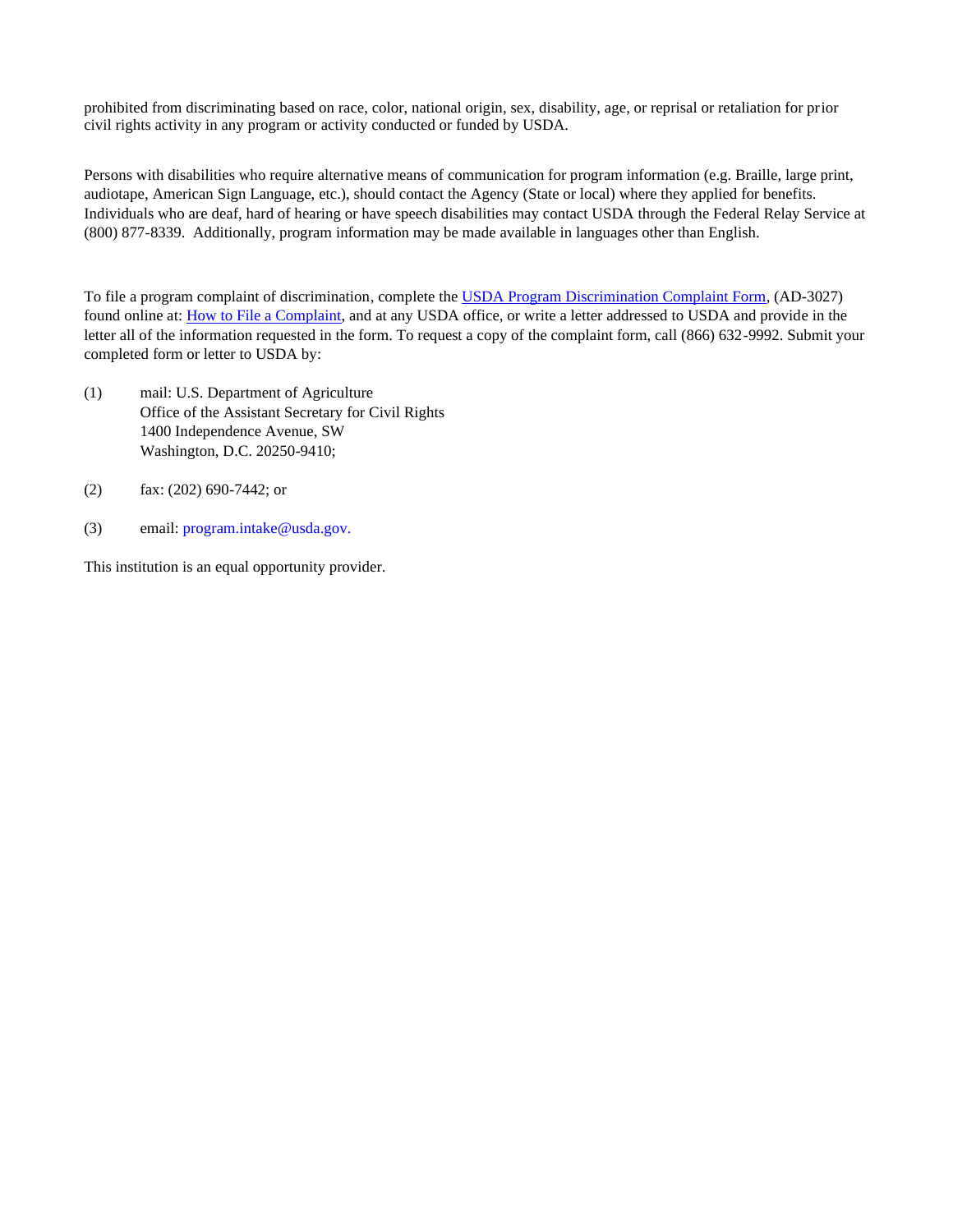prohibited from discriminating based on race, color, national origin, sex, disability, age, or reprisal or retaliation for prior civil rights activity in any program or activity conducted or funded by USDA.

Persons with disabilities who require alternative means of communication for program information (e.g. Braille, large print, audiotape, American Sign Language, etc.), should contact the Agency (State or local) where they applied for benefits. Individuals who are deaf, hard of hearing or have speech disabilities may contact USDA through the Federal Relay Service at (800) 877-8339. Additionally, program information may be made available in languages other than English.

To file a program complaint of discrimination, complete the USDA Program Discrimination Complaint Form, (AD-3027) found online at: How to File a Complaint, and at any USDA office, or write a letter addressed to USDA and provide in the letter all of the information requested in the form. To request a copy of the complaint form, call (866) 632-9992. Submit your completed form or letter to USDA by:

(1) mail: U.S. Department of Agriculture
Office of the Assistant Secretary for Civil Rights
1400 Independence Avenue, SW
Washington, D.C. 20250-9410;

(2) fax: (202) 690-7442; or

(3) email: program.intake@usda.gov.

This institution is an equal opportunity provider.